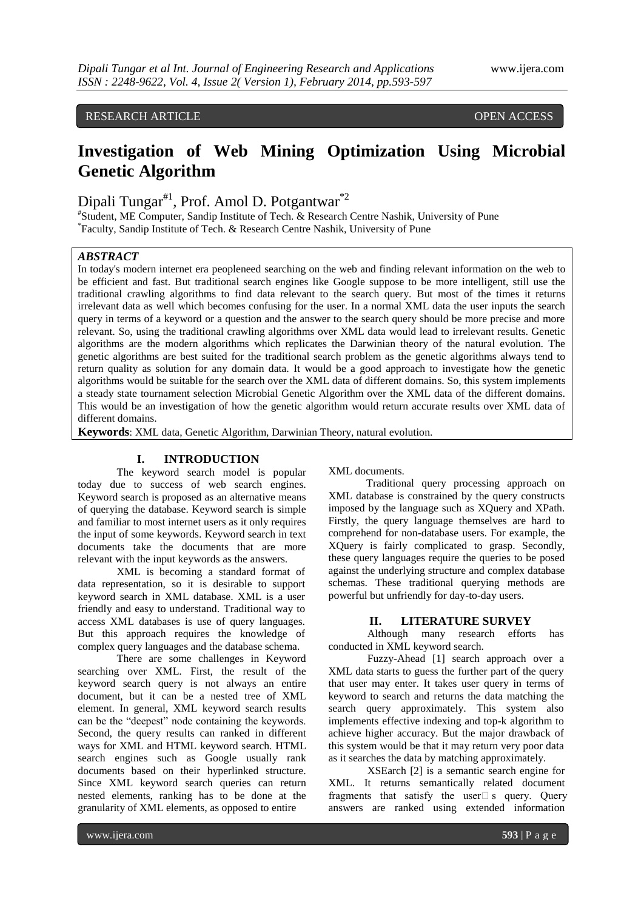RESEARCH ARTICLE OPEN ACCESS

# Investigation of Web Mining Optimization Using Microbial Genetic Algorithm

Dipali Tungar[#1], Prof. Amol D. Potgantwar[*2]

[#]Student, ME Computer, Sandip Institute of Tech. & Research Centre Nashik, University of Pune
[*]Faculty, Sandip Institute of Tech. & Research Centre Nashik, University of Pune

### *ABSTRACT*

In today's modern internet era peopleneed searching on the web and finding relevant information on the web to be efficient and fast. But traditional search engines like Google suppose to be more intelligent, still use the traditional crawling algorithms to find data relevant to the search query. But most of the times it returns irrelevant data as well which becomes confusing for the user. In a normal XML data the user inputs the search query in terms of a keyword or a question and the answer to the search query should be more precise and more relevant. So, using the traditional crawling algorithms over XML data would lead to irrelevant results. Genetic algorithms are the modern algorithms which replicates the Darwinian theory of the natural evolution. The genetic algorithms are best suited for the traditional search problem as the genetic algorithms always tend to return quality as solution for any domain data. It would be a good approach to investigate how the genetic algorithms would be suitable for the search over the XML data of different domains. So, this system implements a steady state tournament selection Microbial Genetic Algorithm over the XML data of the different domains. This would be an investigation of how the genetic algorithm would return accurate results over XML data of different domains.

**Keywords**: XML data, Genetic Algorithm, Darwinian Theory, natural evolution.

## I. INTRODUCTION

The keyword search model is popular today due to success of web search engines. Keyword search is proposed as an alternative means of querying the database. Keyword search is simple and familiar to most internet users as it only requires the input of some keywords. Keyword search in text documents take the documents that are more relevant with the input keywords as the answers.

XML is becoming a standard format of data representation, so it is desirable to support keyword search in XML database. XML is a user friendly and easy to understand. Traditional way to access XML databases is use of query languages. But this approach requires the knowledge of complex query languages and the database schema.

There are some challenges in Keyword searching over XML. First, the result of the keyword search query is not always an entire document, but it can be a nested tree of XML element. In general, XML keyword search results can be the "deepest" node containing the keywords. Second, the query results can ranked in different ways for XML and HTML keyword search. HTML search engines such as Google usually rank documents based on their hyperlinked structure. Since XML keyword search queries can return nested elements, ranking has to be done at the granularity of XML elements, as opposed to entire XML documents.

Traditional query processing approach on XML database is constrained by the query constructs imposed by the language such as XQuery and XPath. Firstly, the query language themselves are hard to comprehend for non-database users. For example, the XQuery is fairly complicated to grasp. Secondly, these query languages require the queries to be posed against the underlying structure and complex database schemas. These traditional querying methods are powerful but unfriendly for day-to-day users.

## II. LITERATURE SURVEY

Although many research efforts has conducted in XML keyword search.

Fuzzy-Ahead [1] search approach over a XML data starts to guess the further part of the query that user may enter. It takes user query in terms of keyword to search and returns the data matching the search query approximately. This system also implements effective indexing and top-k algorithm to achieve higher accuracy. But the major drawback of this system would be that it may return very poor data as it searches the data by matching approximately.

XSEarch [2] is a semantic search engine for XML. It returns semantically related document fragments that satisfy the user□s query. Query answers are ranked using extended information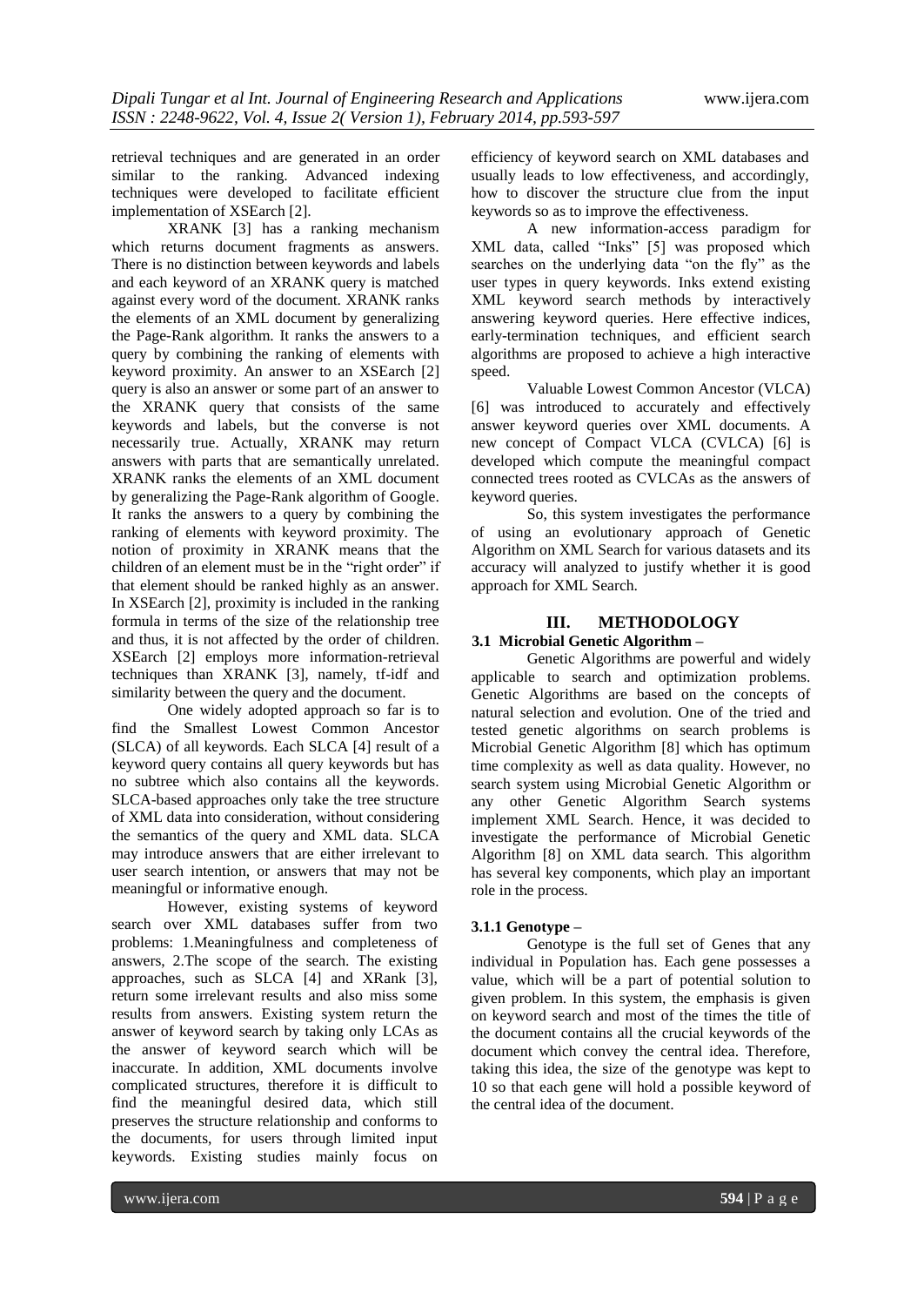retrieval techniques and are generated in an order similar to the ranking. Advanced indexing techniques were developed to facilitate efficient implementation of XSEarch [2].

XRANK [3] has a ranking mechanism which returns document fragments as answers. There is no distinction between keywords and labels and each keyword of an XRANK query is matched against every word of the document. XRANK ranks the elements of an XML document by generalizing the Page-Rank algorithm. It ranks the answers to a query by combining the ranking of elements with keyword proximity. An answer to an XSEarch [2] query is also an answer or some part of an answer to the XRANK query that consists of the same keywords and labels, but the converse is not necessarily true. Actually, XRANK may return answers with parts that are semantically unrelated. XRANK ranks the elements of an XML document by generalizing the Page-Rank algorithm of Google. It ranks the answers to a query by combining the ranking of elements with keyword proximity. The notion of proximity in XRANK means that the children of an element must be in the "right order" if that element should be ranked highly as an answer. In XSEarch [2], proximity is included in the ranking formula in terms of the size of the relationship tree and thus, it is not affected by the order of children. XSEarch [2] employs more information-retrieval techniques than XRANK [3], namely, tf-idf and similarity between the query and the document.

One widely adopted approach so far is to find the Smallest Lowest Common Ancestor (SLCA) of all keywords. Each SLCA [4] result of a keyword query contains all query keywords but has no subtree which also contains all the keywords. SLCA-based approaches only take the tree structure of XML data into consideration, without considering the semantics of the query and XML data. SLCA may introduce answers that are either irrelevant to user search intention, or answers that may not be meaningful or informative enough.

However, existing systems of keyword search over XML databases suffer from two problems: 1.Meaningfulness and completeness of answers, 2.The scope of the search. The existing approaches, such as SLCA [4] and XRank [3], return some irrelevant results and also miss some results from answers. Existing system return the answer of keyword search by taking only LCAs as the answer of keyword search which will be inaccurate. In addition, XML documents involve complicated structures, therefore it is difficult to find the meaningful desired data, which still preserves the structure relationship and conforms to the documents, for users through limited input keywords. Existing studies mainly focus on efficiency of keyword search on XML databases and usually leads to low effectiveness, and accordingly, how to discover the structure clue from the input keywords so as to improve the effectiveness.

A new information-access paradigm for XML data, called "Inks" [5] was proposed which searches on the underlying data "on the fly" as the user types in query keywords. Inks extend existing XML keyword search methods by interactively answering keyword queries. Here effective indices, early-termination techniques, and efficient search algorithms are proposed to achieve a high interactive speed.

Valuable Lowest Common Ancestor (VLCA) [6] was introduced to accurately and effectively answer keyword queries over XML documents. A new concept of Compact VLCA (CVLCA) [6] is developed which compute the meaningful compact connected trees rooted as CVLCAs as the answers of keyword queries.

So, this system investigates the performance of using an evolutionary approach of Genetic Algorithm on XML Search for various datasets and its accuracy will analyzed to justify whether it is good approach for XML Search.

## III. METHODOLOGY

### 3.1 Microbial Genetic Algorithm –

Genetic Algorithms are powerful and widely applicable to search and optimization problems. Genetic Algorithms are based on the concepts of natural selection and evolution. One of the tried and tested genetic algorithms on search problems is Microbial Genetic Algorithm [8] which has optimum time complexity as well as data quality. However, no search system using Microbial Genetic Algorithm or any other Genetic Algorithm Search systems implement XML Search. Hence, it was decided to investigate the performance of Microbial Genetic Algorithm [8] on XML data search. This algorithm has several key components, which play an important role in the process.

#### 3.1.1 Genotype –

Genotype is the full set of Genes that any individual in Population has. Each gene possesses a value, which will be a part of potential solution to given problem. In this system, the emphasis is given on keyword search and most of the times the title of the document contains all the crucial keywords of the document which convey the central idea. Therefore, taking this idea, the size of the genotype was kept to 10 so that each gene will hold a possible keyword of the central idea of the document.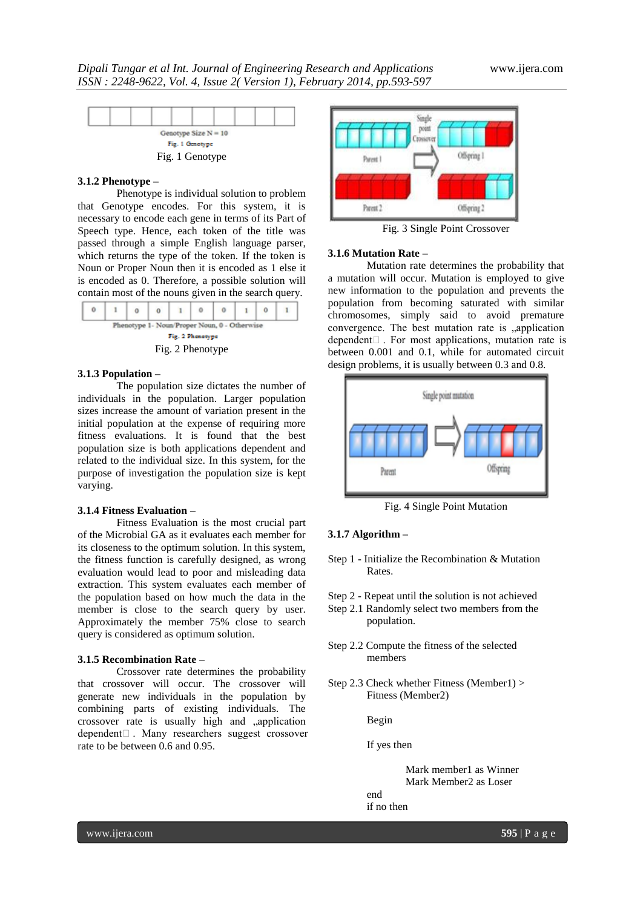Genotype Size N = 10

Fig. 1 Genotype

Fig. 1 Genotype

### 3.1.2 Phenotype –

Phenotype is individual solution to problem that Genotype encodes. For this system, it is necessary to encode each gene in terms of its Part of Speech type. Hence, each token of the title was passed through a simple English language parser, which returns the type of the token. If the token is Noun or Proper Noun then it is encoded as 1 else it is encoded as 0. Therefore, a possible solution will contain most of the nouns given in the search query.

| 0 | 1 | 0 | 0 | 1 | 0 | 0 | 1 | 0 | 1 |
|---|---|---|---|---|---|---|---|---|---|

Phenotype 1- Noun/Proper Noun, 0 - Otherwise

Fig. 2 Phenotype

Fig. 2 Phenotype

### 3.1.3 Population –

The population size dictates the number of individuals in the population. Larger population sizes increase the amount of variation present in the initial population at the expense of requiring more fitness evaluations. It is found that the best population size is both applications dependent and related to the individual size. In this system, for the purpose of investigation the population size is kept varying.

### 3.1.4 Fitness Evaluation –

Fitness Evaluation is the most crucial part of the Microbial GA as it evaluates each member for its closeness to the optimum solution. In this system, the fitness function is carefully designed, as wrong evaluation would lead to poor and misleading data extraction. This system evaluates each member of the population based on how much the data in the member is close to the search query by user. Approximately the member 75% close to search query is considered as optimum solution.

### 3.1.5 Recombination Rate –

Crossover rate determines the probability that crossover will occur. The crossover will generate new individuals in the population by combining parts of existing individuals. The crossover rate is usually high and „application dependent�. Many researchers suggest crossover rate to be between 0.6 and 0.95.

Fig. 3 Single Point Crossover

### 3.1.6 Mutation Rate –

Mutation rate determines the probability that a mutation will occur. Mutation is employed to give new information to the population and prevents the population from becoming saturated with similar chromosomes, simply said to avoid premature convergence. The best mutation rate is „application dependent�. For most applications, mutation rate is between 0.001 and 0.1, while for automated circuit design problems, it is usually between 0.3 and 0.8.

Fig. 4 Single Point Mutation

### 3.1.7 Algorithm –

Step 1 - Initialize the Recombination & Mutation Rates.

Step 2 - Repeat until the solution is not achieved

Step 2.1 Randomly select two members from the population.

Step 2.2 Compute the fitness of the selected members

Step 2.3 Check whether Fitness (Member1) > Fitness (Member2)

Begin

If yes then

Mark member1 as Winner
Mark Member2 as Loser

end

if no then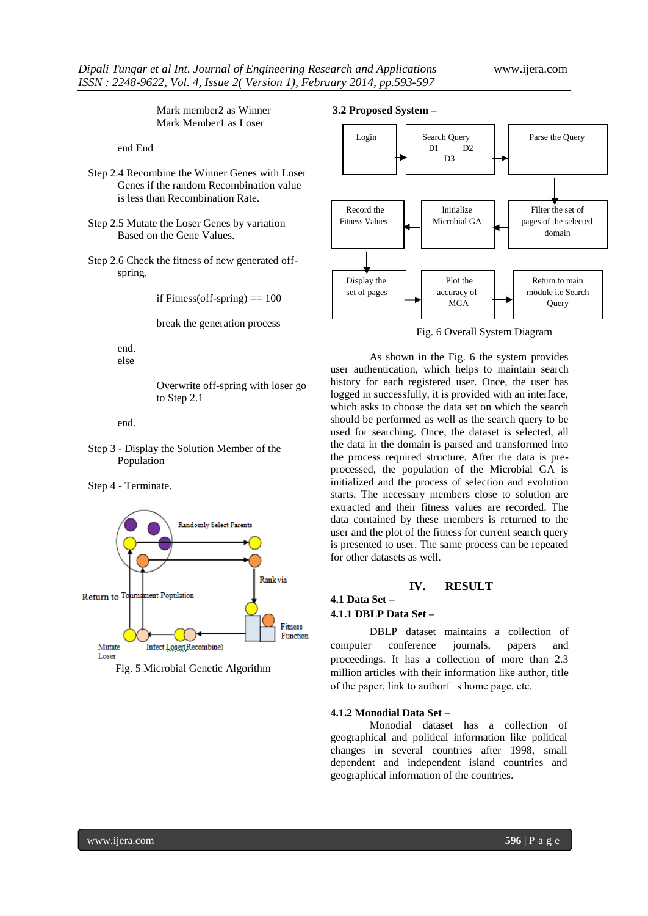Mark member2 as Winner
Mark Member1 as Loser

end End

Step 2.4 Recombine the Winner Genes with Loser Genes if the random Recombination value is less than Recombination Rate.

Step 2.5 Mutate the Loser Genes by variation Based on the Gene Values.

Step 2.6 Check the fitness of new generated off-spring.

if Fitness(off-spring) == 100

break the generation process

end.
else

Overwrite off-spring with loser go to Step 2.1

end.

Step 3 - Display the Solution Member of the Population

Step 4 - Terminate.

Fig. 5 Microbial Genetic Algorithm

### 3.2 Proposed System –

Fig. 6 Overall System Diagram

As shown in the Fig. 6 the system provides user authentication, which helps to maintain search history for each registered user. Once, the user has logged in successfully, it is provided with an interface, which asks to choose the data set on which the search should be performed as well as the search query to be used for searching. Once, the dataset is selected, all the data in the domain is parsed and transformed into the process required structure. After the data is pre-processed, the population of the Microbial GA is initialized and the process of selection and evolution starts. The necessary members close to solution are extracted and their fitness values are recorded. The data contained by these members is returned to the user and the plot of the fitness for current search query is presented to user. The same process can be repeated for other datasets as well.

## IV. RESULT

### 4.1 Data Set –

#### 4.1.1 DBLP Data Set –

DBLP dataset maintains a collection of computer conference journals, papers and proceedings. It has a collection of more than 2.3 million articles with their information like author, title of the paper, link to author s home page, etc.

#### 4.1.2 Monodial Data Set –

Monodial dataset has a collection of geographical and political information like political changes in several countries after 1998, small dependent and independent island countries and geographical information of the countries.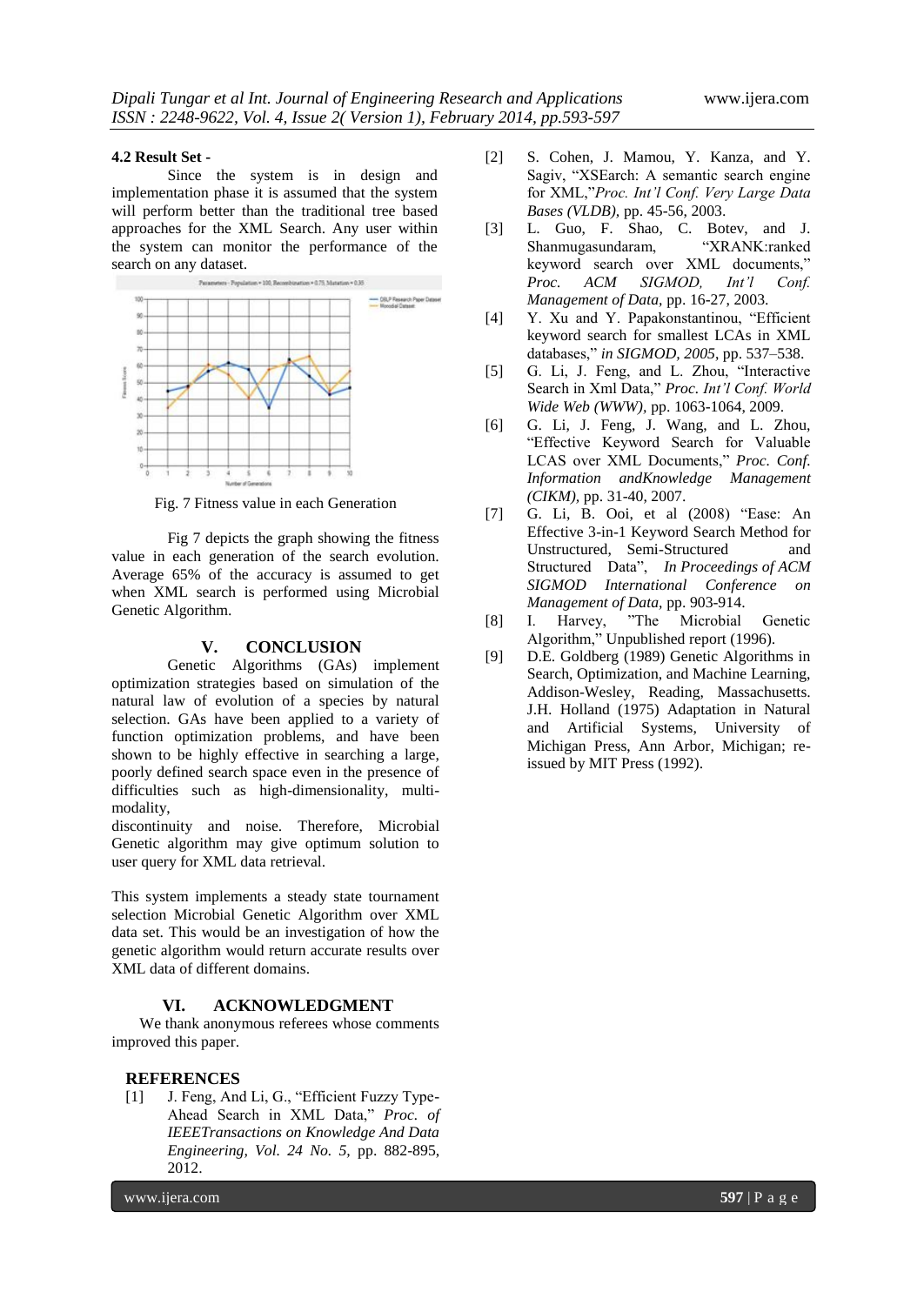### 4.2 Result Set -

Since the system is in design and implementation phase it is assumed that the system will perform better than the traditional tree based approaches for the XML Search. Any user within the system can monitor the performance of the search on any dataset.

Parameters - Population = 100, Recombination = 0.75, Mutation = 0.30

DBLP Research Paper Dataset
Mondial Dataset

Fitness Score

0 10 20 30 40 50 60 70 80 90 100

0 1 2 3 4 5 6 7 8 9 10

Number of Generations

Fig. 7 Fitness value in each Generation

Fig 7 depicts the graph showing the fitness value in each generation of the search evolution. Average 65% of the accuracy is assumed to get when XML search is performed using Microbial Genetic Algorithm.

## V. CONCLUSION

Genetic Algorithms (GAs) implement optimization strategies based on simulation of the natural law of evolution of a species by natural selection. GAs have been applied to a variety of function optimization problems, and have been shown to be highly effective in searching a large, poorly defined search space even in the presence of difficulties such as high-dimensionality, multi-modality, discontinuity and noise. Therefore, Microbial Genetic algorithm may give optimum solution to user query for XML data retrieval.

This system implements a steady state tournament selection Microbial Genetic Algorithm over XML data set. This would be an investigation of how the genetic algorithm would return accurate results over XML data of different domains.

## VI. ACKNOWLEDGMENT

We thank anonymous referees whose comments improved this paper.

## REFERENCES

[1] J. Feng, And Li, G., "Efficient Fuzzy Type-Ahead Search in XML Data," *Proc. of IEEETransactions on Knowledge And Data Engineering, Vol. 24 No. 5,* pp. 882-895, 2012.

[2] S. Cohen, J. Mamou, Y. Kanza, and Y. Sagiv, "XSEarch: A semantic search engine for XML,"*Proc. Int'l Conf. Very Large Data Bases (VLDB),* pp. 45-56, 2003.

[3] L. Guo, F. Shao, C. Botev, and J. Shanmugasundaram, "XRANK:ranked keyword search over XML documents," *Proc. ACM SIGMOD, Int'l Conf. Management of Data,* pp. 16-27, 2003.

[4] Y. Xu and Y. Papakonstantinou, "Efficient keyword search for smallest LCAs in XML databases," *in SIGMOD, 2005,* pp. 537–538.

[5] G. Li, J. Feng, and L. Zhou, "Interactive Search in Xml Data," *Proc. Int'l Conf. World Wide Web (WWW),* pp. 1063-1064, 2009.

[6] G. Li, J. Feng, J. Wang, and L. Zhou, "Effective Keyword Search for Valuable LCAS over XML Documents," *Proc. Conf. Information andKnowledge Management (CIKM),* pp. 31-40, 2007.

[7] G. Li, B. Ooi, et al (2008) "Ease: An Effective 3-in-1 Keyword Search Method for Unstructured, Semi-Structured and Structured Data", *In Proceedings of ACM SIGMOD International Conference on Management of Data,* pp. 903-914.

[8] I. Harvey, "The Microbial Genetic Algorithm," Unpublished report (1996).

[9] D.E. Goldberg (1989) Genetic Algorithms in Search, Optimization, and Machine Learning, Addison-Wesley, Reading, Massachusetts. J.H. Holland (1975) Adaptation in Natural and Artificial Systems, University of Michigan Press, Ann Arbor, Michigan; re-issued by MIT Press (1992).